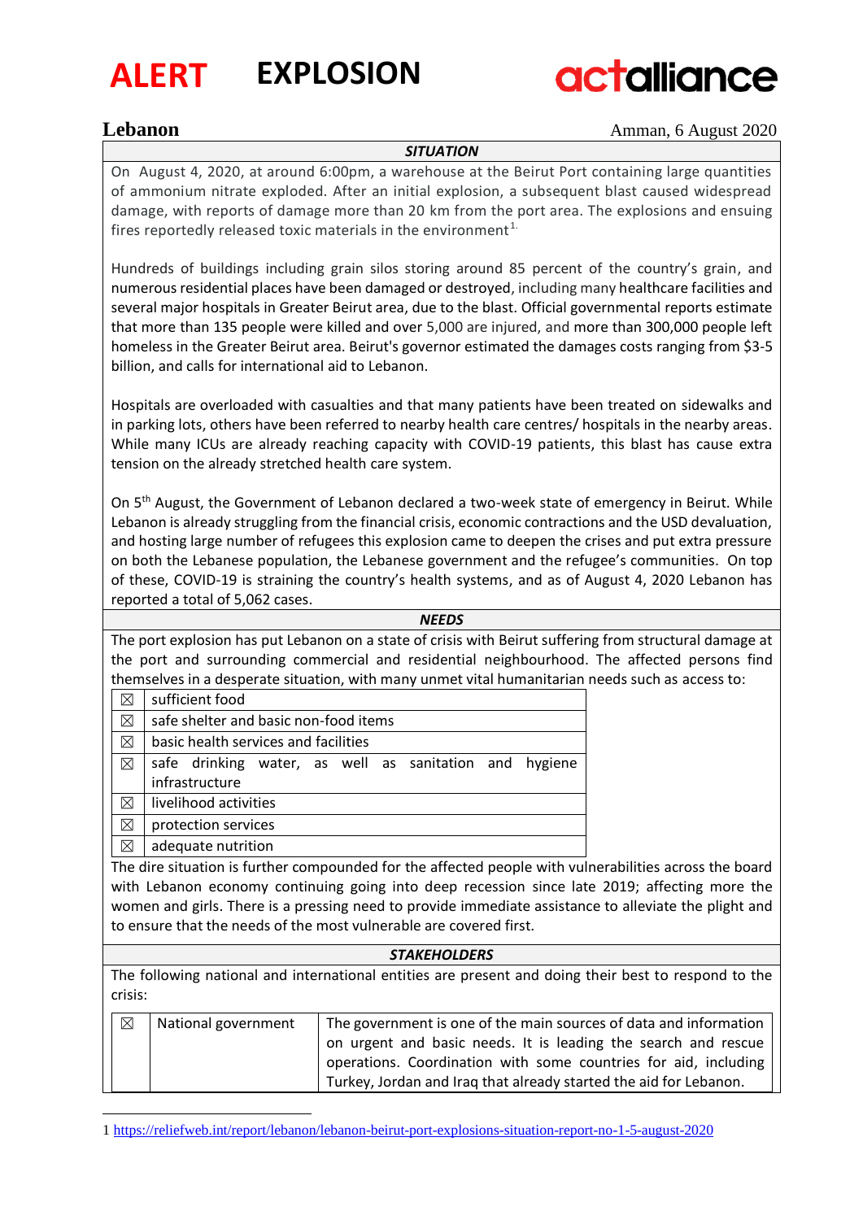# ALERT EXPLOSION

actalliance

**Lebanon** Amman, 6 August 2020

## *SITUATION*

On August 4, 2020, at around 6:00pm, a warehouse at the Beirut Port containing large quantities of ammonium nitrate exploded. After an initial explosion, a subsequent blast caused widespread damage, with reports of damage more than 20 km from the port area. The explosions and ensuing fires reportedly released toxic materials in the environment[1].

Hundreds of buildings including grain silos storing around 85 percent of the country's grain, and numerous residential places have been damaged or destroyed, including many healthcare facilities and several major hospitals in Greater Beirut area, due to the blast. Official governmental reports estimate that more than 135 people were killed and over 5,000 are injured, and more than 300,000 people left homeless in the Greater Beirut area. Beirut's governor estimated the damages costs ranging from $3-5 billion, and calls for international aid to Lebanon.

Hospitals are overloaded with casualties and that many patients have been treated on sidewalks and in parking lots, others have been referred to nearby health care centres/ hospitals in the nearby areas. While many ICUs are already reaching capacity with COVID-19 patients, this blast has cause extra tension on the already stretched health care system.

On 5th August, the Government of Lebanon declared a two-week state of emergency in Beirut. While Lebanon is already struggling from the financial crisis, economic contractions and the USD devaluation, and hosting large number of refugees this explosion came to deepen the crises and put extra pressure on both the Lebanese population, the Lebanese government and the refugee's communities. On top of these, COVID-19 is straining the country's health systems, and as of August 4, 2020 Lebanon has reported a total of 5,062 cases.

## *NEEDS*

The port explosion has put Lebanon on a state of crisis with Beirut suffering from structural damage at the port and surrounding commercial and residential neighbourhood. The affected persons find themselves in a desperate situation, with many unmet vital humanitarian needs such as access to:

| | |
|---|---|
| ☒ | sufficient food |
| ☒ | safe shelter and basic non-food items |
| ☒ | basic health services and facilities |
| ☒ | safe drinking water, as well as sanitation and hygiene infrastructure |
| ☒ | livelihood activities |
| ☒ | protection services |
| ☒ | adequate nutrition |

The dire situation is further compounded for the affected people with vulnerabilities across the board with Lebanon economy continuing going into deep recession since late 2019; affecting more the women and girls. There is a pressing need to provide immediate assistance to alleviate the plight and to ensure that the needs of the most vulnerable are covered first.

## *STAKEHOLDERS*

The following national and international entities are present and doing their best to respond to the crisis:

| | | |
|---|---|---|
| ☒ | National government | The government is one of the main sources of data and information on urgent and basic needs. It is leading the search and rescue operations. Coordination with some countries for aid, including Turkey, Jordan and Iraq that already started the aid for Lebanon. |

1 https://reliefweb.int/report/lebanon/lebanon-beirut-port-explosions-situation-report-no-1-5-august-2020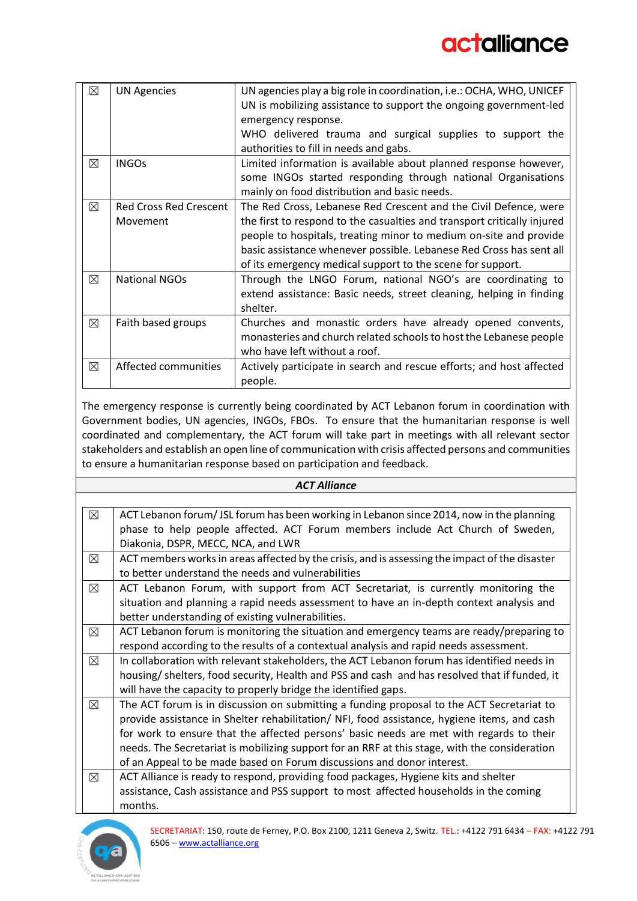| ☒ | UN Agencies | UN agencies play a big role in coordination, i.e.: OCHA, WHO, UNICEF UN is mobilizing assistance to support the ongoing government-led emergency response. WHO delivered trauma and surgical supplies to support the authorities to fill in needs and gabs. |
|---|---|---|
| ☒ | INGOs | Limited information is available about planned response however, some INGOs started responding through national Organisations mainly on food distribution and basic needs. |
| ☒ | Red Cross Red Crescent Movement | The Red Cross, Lebanese Red Crescent and the Civil Defence, were the first to respond to the casualties and transport critically injured people to hospitals, treating minor to medium on-site and provide basic assistance whenever possible. Lebanese Red Cross has sent all of its emergency medical support to the scene for support. |
| ☒ | National NGOs | Through the LNGO Forum, national NGO's are coordinating to extend assistance: Basic needs, street cleaning, helping in finding shelter. |
| ☒ | Faith based groups | Churches and monastic orders have already opened convents, monasteries and church related schools to host the Lebanese people who have left without a roof. |
| ☒ | Affected communities | Actively participate in search and rescue efforts; and host affected people. |

The emergency response is currently being coordinated by ACT Lebanon forum in coordination with Government bodies, UN agencies, INGOs, FBOs. To ensure that the humanitarian response is well coordinated and complementary, the ACT forum will take part in meetings with all relevant sector stakeholders and establish an open line of communication with crisis affected persons and communities to ensure a humanitarian response based on participation and feedback.

***ACT Alliance***

| ☒ | ACT Lebanon forum/ JSL forum has been working in Lebanon since 2014, now in the planning phase to help people affected. ACT Forum members include Act Church of Sweden, Diakonia, DSPR, MECC, NCA, and LWR |
|---|---|
| ☒ | ACT members works in areas affected by the crisis, and is assessing the impact of the disaster to better understand the needs and vulnerabilities |
| ☒ | ACT Lebanon Forum, with support from ACT Secretariat, is currently monitoring the situation and planning a rapid needs assessment to have an in-depth context analysis and better understanding of existing vulnerabilities. |
| ☒ | ACT Lebanon forum is monitoring the situation and emergency teams are ready/preparing to respond according to the results of a contextual analysis and rapid needs assessment. |
| ☒ | In collaboration with relevant stakeholders, the ACT Lebanon forum has identified needs in housing/ shelters, food security, Health and PSS and cash and has resolved that if funded, it will have the capacity to properly bridge the identified gaps. |
| ☒ | The ACT forum is in discussion on submitting a funding proposal to the ACT Secretariat to provide assistance in Shelter rehabilitation/ NFI, food assistance, hygiene items, and cash for work to ensure that the affected persons' basic needs are met with regards to their needs. The Secretariat is mobilizing support for an RRF at this stage, with the consideration of an Appeal to be made based on Forum discussions and donor interest. |
| ☒ | ACT Alliance is ready to respond, providing food packages, Hygiene kits and shelter assistance, Cash assistance and PSS support to most affected households in the coming months. |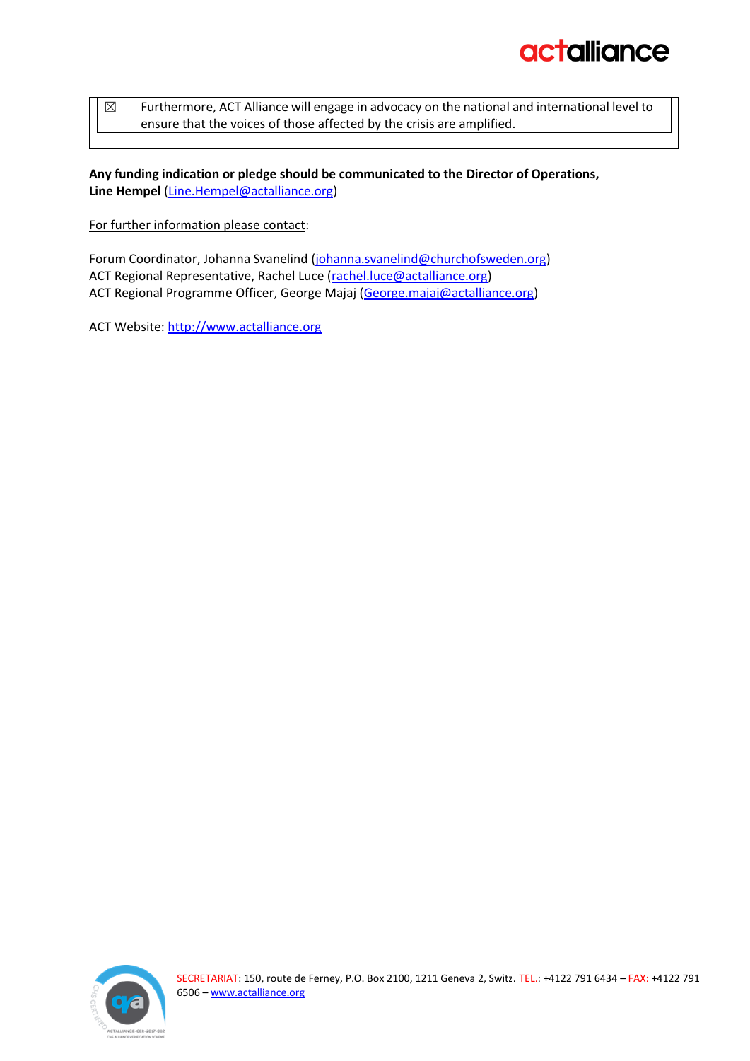| | |
|---|---|
| ☒ | Furthermore, ACT Alliance will engage in advocacy on the national and international level to ensure that the voices of those affected by the crisis are amplified. |

**Any funding indication or pledge should be communicated to the Director of Operations, Line Hempel** (Line.Hempel@actalliance.org)

For further information please contact:

Forum Coordinator, Johanna Svanelind (johanna.svanelind@churchofsweden.org)
ACT Regional Representative, Rachel Luce (rachel.luce@actalliance.org)
ACT Regional Programme Officer, George Majaj (George.majaj@actalliance.org)

ACT Website: http://www.actalliance.org